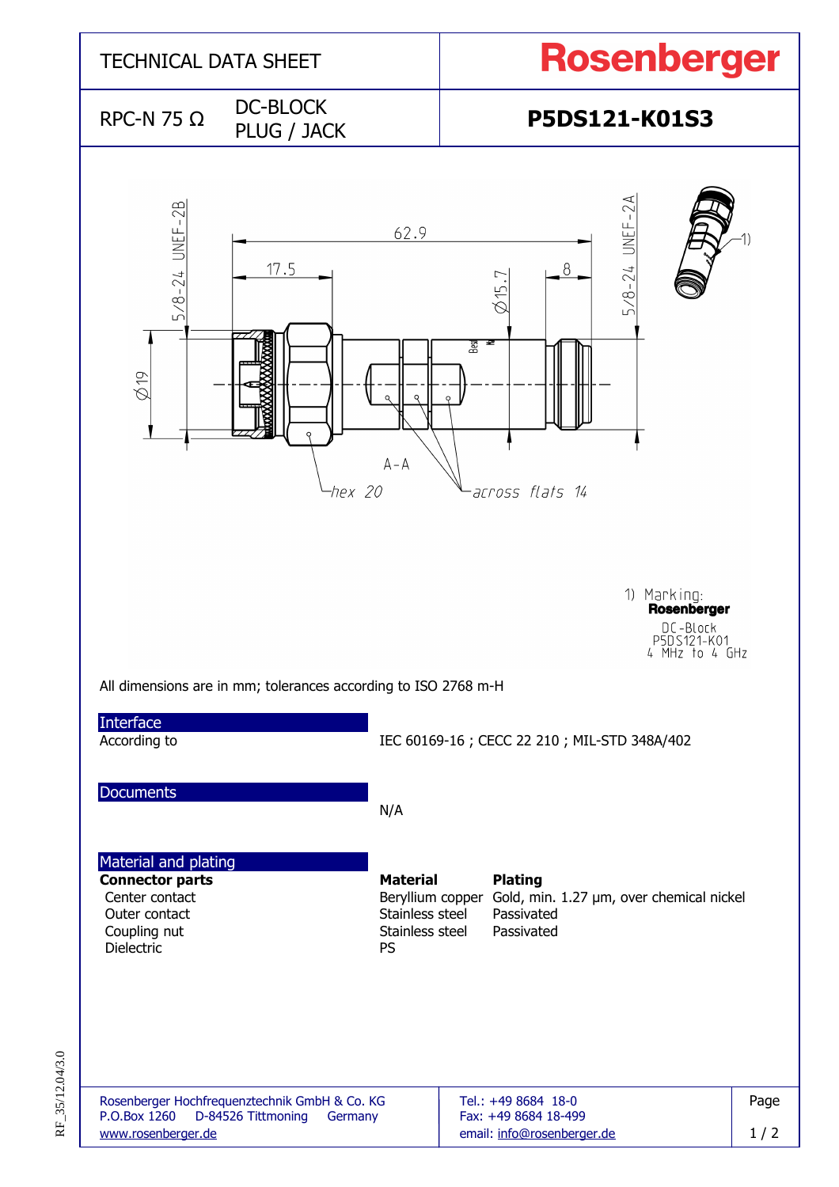# TECHNICAL DATA SHEET

**Rosenberger**

RPC-N 75 Ω — DC-BLOCK PLUG / JACK

## P5DS121-K01S3

1) Marking:
**Rosenberger**
DC-Block
P5DS121-K01
4 MHz to 4 GHz

All dimensions are in mm; tolerances according to ISO 2768 m-H

## Interface

According to — IEC 60169-16 ; CECC 22 210 ; MIL-STD 348A/402

## Documents

N/A

## Material and plating

| Connector parts | Material | Plating |
| --- | --- | --- |
| Center contact | Beryllium copper | Gold, min. 1.27 µm, over chemical nickel |
| Outer contact | Stainless steel | Passivated |
| Coupling nut | Stainless steel | Passivated |
| Dielectric | PS | |

Rosenberger Hochfrequenztechnik GmbH & Co. KG
P.O.Box 1260 D-84526 Tittmoning Germany
www.rosenberger.de

Tel.: +49 8684 18-0
Fax: +49 8684 18-499
email: info@rosenberger.de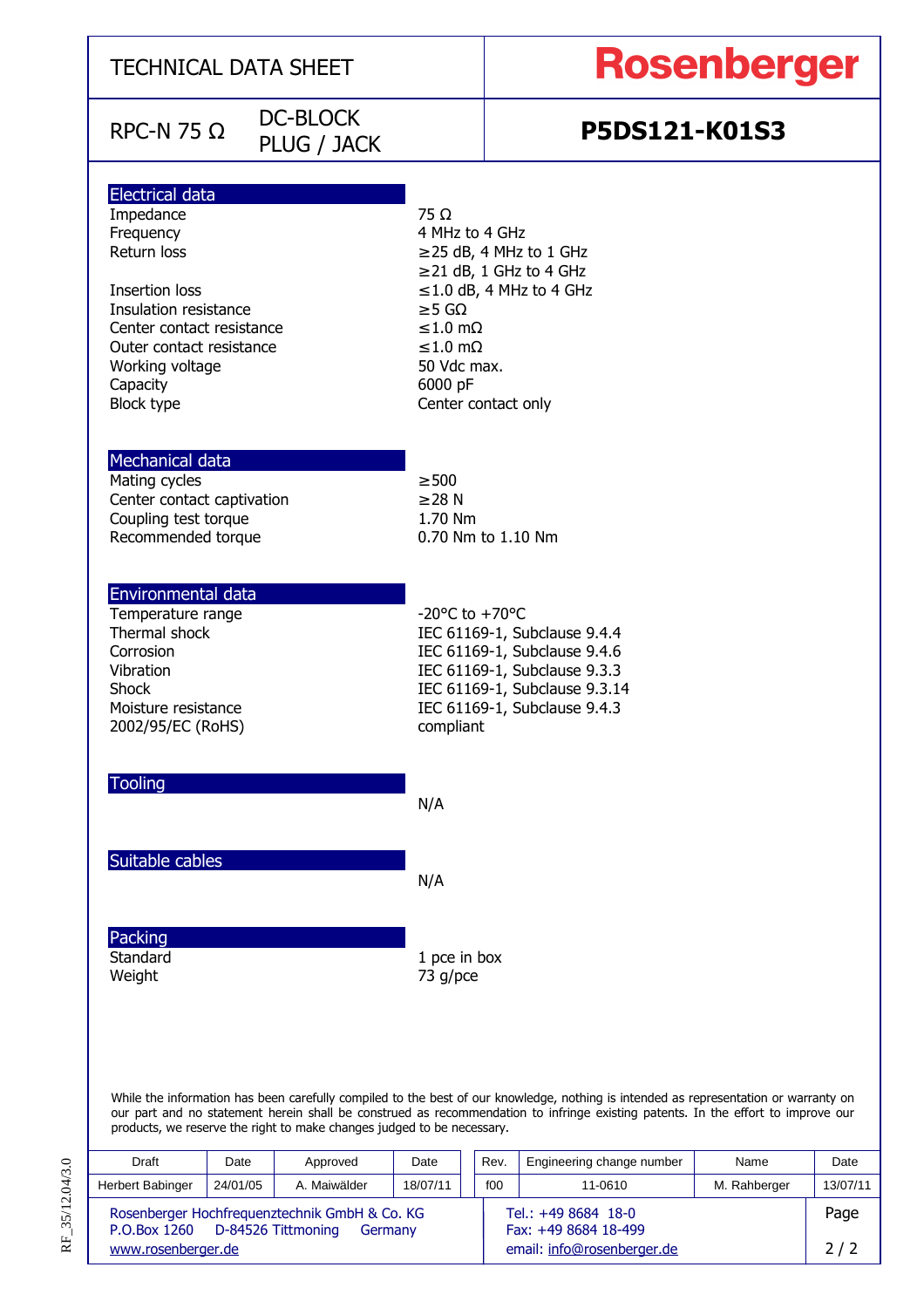# TECHNICAL DATA SHEET

**Rosenberger**

RPC-N 75 Ω — DC-BLOCK PLUG / JACK

## P5DS121-K01S3

## Electrical data

| | |
|---|---|
| Impedance | 75 Ω |
| Frequency | 4 MHz to 4 GHz |
| Return loss | ≥25 dB, 4 MHz to 1 GHz<br>≥21 dB, 1 GHz to 4 GHz |
| Insertion loss | ≤1.0 dB, 4 MHz to 4 GHz |
| Insulation resistance | ≥5 GΩ |
| Center contact resistance | ≤1.0 mΩ |
| Outer contact resistance | ≤1.0 mΩ |
| Working voltage | 50 Vdc max. |
| Capacity | 6000 pF |
| Block type | Center contact only |

## Mechanical data

| | |
|---|---|
| Mating cycles | ≥500 |
| Center contact captivation | ≥28 N |
| Coupling test torque | 1.70 Nm |
| Recommended torque | 0.70 Nm to 1.10 Nm |

## Environmental data

| | |
|---|---|
| Temperature range | -20°C to +70°C |
| Thermal shock | IEC 61169-1, Subclause 9.4.4 |
| Corrosion | IEC 61169-1, Subclause 9.4.6 |
| Vibration | IEC 61169-1, Subclause 9.3.3 |
| Shock | IEC 61169-1, Subclause 9.3.14 |
| Moisture resistance | IEC 61169-1, Subclause 9.4.3 |
| 2002/95/EC (RoHS) | compliant |

## Tooling

N/A

## Suitable cables

N/A

## Packing

| | |
|---|---|
| Standard | 1 pce in box |
| Weight | 73 g/pce |

While the information has been carefully compiled to the best of our knowledge, nothing is intended as representation or warranty on our part and no statement herein shall be construed as recommendation to infringe existing patents. In the effort to improve our products, we reserve the right to make changes judged to be necessary.

| Draft | Date | Approved | Date | Rev. | Engineering change number | Name | Date |
|---|---|---|---|---|---|---|---|
| Herbert Babinger | 24/01/05 | A. Maiwälder | 18/07/11 | f00 | 11-0610 | M. Rahberger | 13/07/11 |

Rosenberger Hochfrequenztechnik GmbH & Co. KG
P.O.Box 1260 D-84526 Tittmoning Germany
www.rosenberger.de

Tel.: +49 8684 18-0
Fax: +49 8684 18-499
email: info@rosenberger.de

RF_35/12.04/3.0